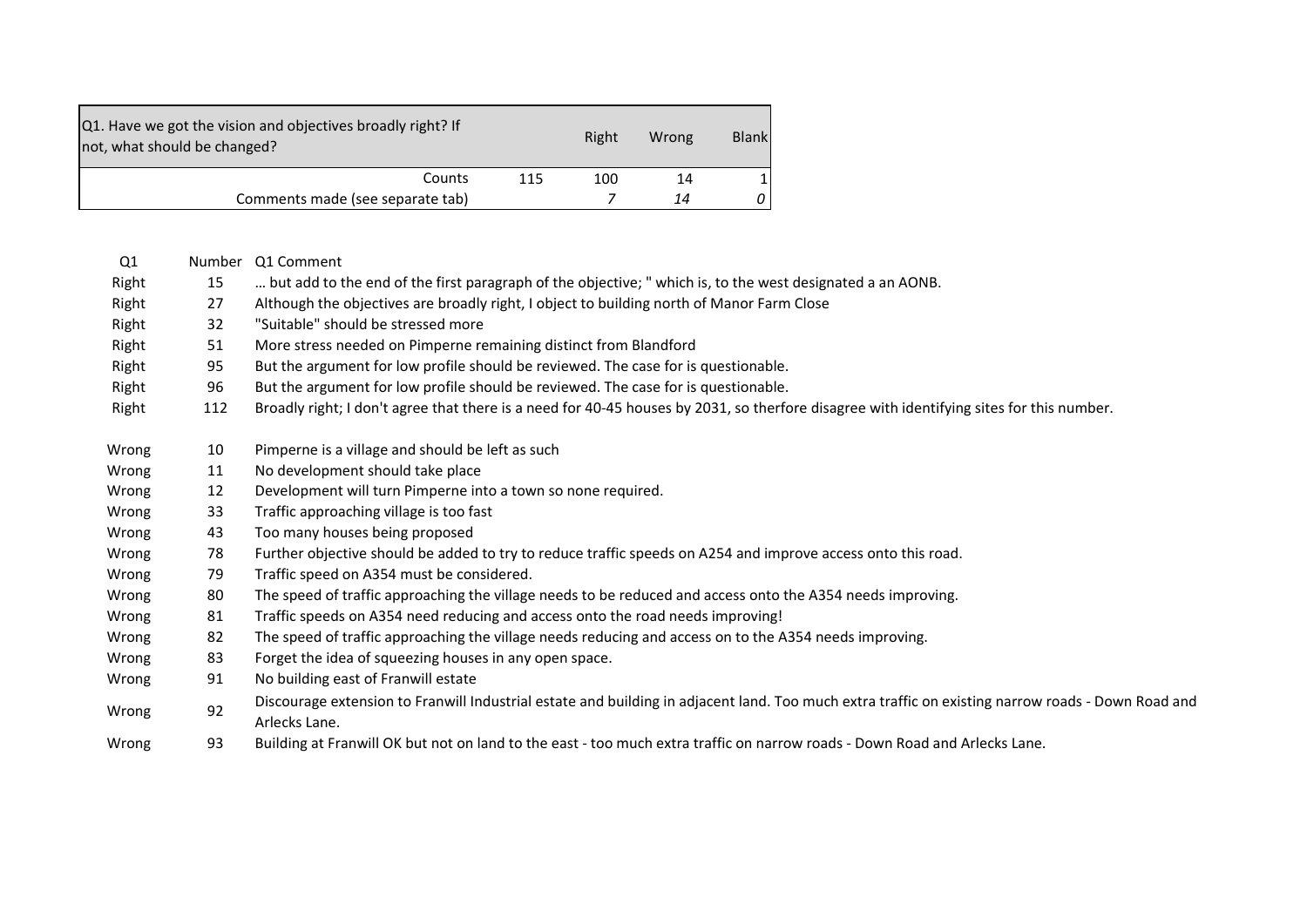| Q1. Have we got the vision and objectives broadly right? If not, what should be changed? | | Right | Wrong | Blank |
|---|---|---|---|---|
| Counts | 115 | 100 | 14 | 1 |
| Comments made (see separate tab) | | *7* | *14* | *0* |

| Q1 | Number | Q1 Comment |
|---|---|---|
| Right | 15 | … but add to the end of the first paragraph of the objective; " which is, to the west designated a an AONB. |
| Right | 27 | Although the objectives are broadly right, I object to building north of Manor Farm Close |
| Right | 32 | "Suitable" should be stressed more |
| Right | 51 | More stress needed on Pimperne remaining distinct from Blandford |
| Right | 95 | But the argument for low profile should be reviewed. The case for is questionable. |
| Right | 96 | But the argument for low profile should be reviewed. The case for is questionable. |
| Right | 112 | Broadly right; I don't agree that there is a need for 40-45 houses by 2031, so therfore disagree with identifying sites for this number. |
| Wrong | 10 | Pimperne is a village and should be left as such |
| Wrong | 11 | No development should take place |
| Wrong | 12 | Development will turn Pimperne into a town so none required. |
| Wrong | 33 | Traffic approaching village is too fast |
| Wrong | 43 | Too many houses being proposed |
| Wrong | 78 | Further objective should be added to try to reduce traffic speeds on A254 and improve access onto this road. |
| Wrong | 79 | Traffic speed on A354 must be considered. |
| Wrong | 80 | The speed of traffic approaching the village needs to be reduced and access onto the A354 needs improving. |
| Wrong | 81 | Traffic speeds on A354 need reducing and access onto the road needs improving! |
| Wrong | 82 | The speed of traffic approaching the village needs reducing and access on to the A354 needs improving. |
| Wrong | 83 | Forget the idea of squeezing houses in any open space. |
| Wrong | 91 | No building east of Franwill estate |
| Wrong | 92 | Discourage extension to Franwill Industrial estate and building in adjacent land. Too much extra traffic on existing narrow roads - Down Road and Arlecks Lane. |
| Wrong | 93 | Building at Franwill OK but not on land to the east - too much extra traffic on narrow roads - Down Road and Arlecks Lane. |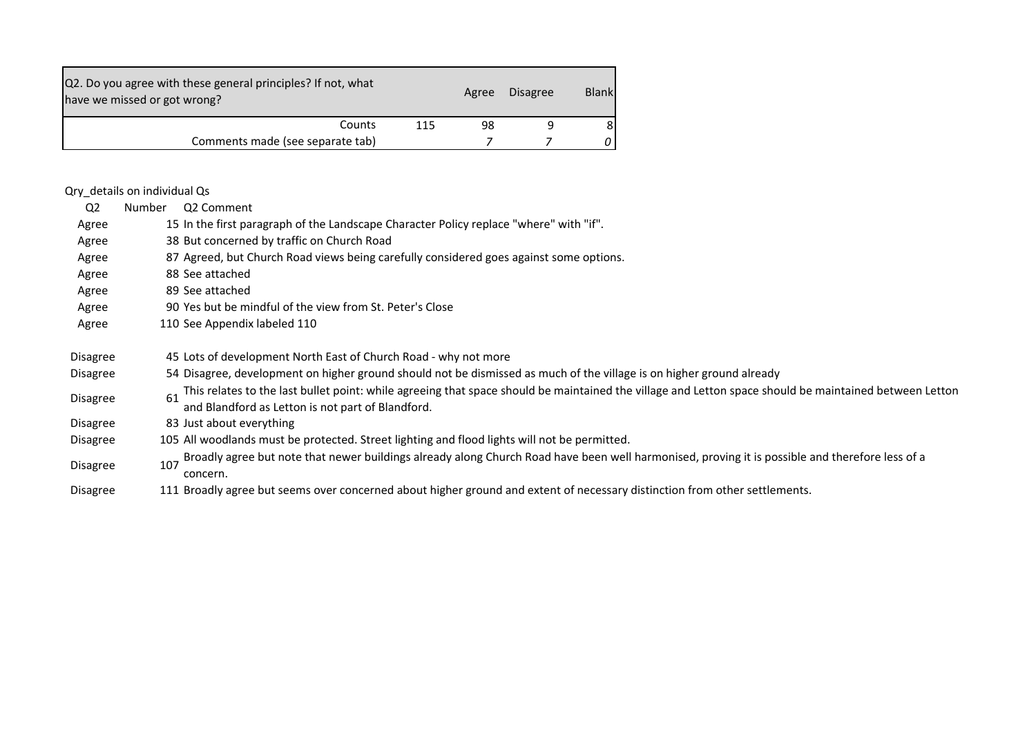| Q2. Do you agree with these general principles? If not, what have we missed or got wrong? | | Agree | Disagree | Blank |
|---|---|---|---|---|
| Counts | 115 | 98 | 9 | 8 |
| Comments made (see separate tab) | | *7* | *7* | *0* |

Qry_details on individual Qs

| Q2 | Number | Q2 Comment |
|---|---|---|
| Agree | 15 | In the first paragraph of the Landscape Character Policy replace "where" with "if". |
| Agree | 38 | But concerned by traffic on Church Road |
| Agree | 87 | Agreed, but Church Road views being carefully considered goes against some options. |
| Agree | 88 | See attached |
| Agree | 89 | See attached |
| Agree | 90 | Yes but be mindful of the view from St. Peter's Close |
| Agree | 110 | See Appendix labeled 110 |
| Disagree | 45 | Lots of development North East of Church Road - why not more |
| Disagree | 54 | Disagree, development on higher ground should not be dismissed as much of the village is on higher ground already |
| Disagree | 61 | This relates to the last bullet point: while agreeing that space should be maintained the village and Letton space should be maintained between Letton and Blandford as Letton is not part of Blandford. |
| Disagree | 83 | Just about everything |
| Disagree | 105 | All woodlands must be protected. Street lighting and flood lights will not be permitted. |
| Disagree | 107 | Broadly agree but note that newer buildings already along Church Road have been well harmonised, proving it is possible and therefore less of a concern. |
| Disagree | 111 | Broadly agree but seems over concerned about higher ground and extent of necessary distinction from other settlements. |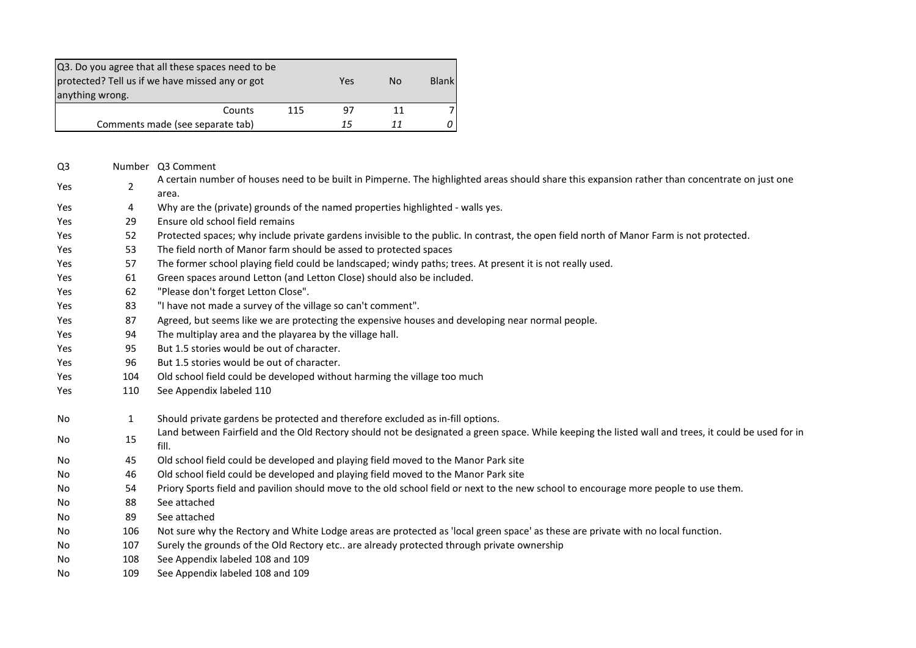| Q3. Do you agree that all these spaces need to be protected? Tell us if we have missed any or got anything wrong. | | Yes | No | Blank |
|---|---|---|---|---|
| Counts | 115 | 97 | 11 | 7 |
| Comments made (see separate tab) | | *15* | *11* | *0* |

| Q3 | Number | Q3 Comment |
|---|---|---|
| Yes | 2 | A certain number of houses need to be built in Pimperne. The highlighted areas should share this expansion rather than concentrate on just one area. |
| Yes | 4 | Why are the (private) grounds of the named properties highlighted - walls yes. |
| Yes | 29 | Ensure old school field remains |
| Yes | 52 | Protected spaces; why include private gardens invisible to the public. In contrast, the open field north of Manor Farm is not protected. |
| Yes | 53 | The field north of Manor farm should be assed to protected spaces |
| Yes | 57 | The former school playing field could be landscaped; windy paths; trees. At present it is not really used. |
| Yes | 61 | Green spaces around Letton (and Letton Close) should also be included. |
| Yes | 62 | "Please don't forget Letton Close". |
| Yes | 83 | "I have not made a survey of the village so can't comment". |
| Yes | 87 | Agreed, but seems like we are protecting the expensive houses and developing near normal people. |
| Yes | 94 | The multiplay area and the playarea by the village hall. |
| Yes | 95 | But 1.5 stories would be out of character. |
| Yes | 96 | But 1.5 stories would be out of character. |
| Yes | 104 | Old school field could be developed without harming the village too much |
| Yes | 110 | See Appendix labeled 110 |
| No | 1 | Should private gardens be protected and therefore excluded as in-fill options. |
| No | 15 | Land between Fairfield and the Old Rectory should not be designated a green space. While keeping the listed wall and trees, it could be used for in fill. |
| No | 45 | Old school field could be developed and playing field moved to the Manor Park site |
| No | 46 | Old school field could be developed and playing field moved to the Manor Park site |
| No | 54 | Priory Sports field and pavilion should move to the old school field or next to the new school to encourage more people to use them. |
| No | 88 | See attached |
| No | 89 | See attached |
| No | 106 | Not sure why the Rectory and White Lodge areas are protected as 'local green space' as these are private with no local function. |
| No | 107 | Surely the grounds of the Old Rectory etc.. are already protected through private ownership |
| No | 108 | See Appendix labeled 108 and 109 |
| No | 109 | See Appendix labeled 108 and 109 |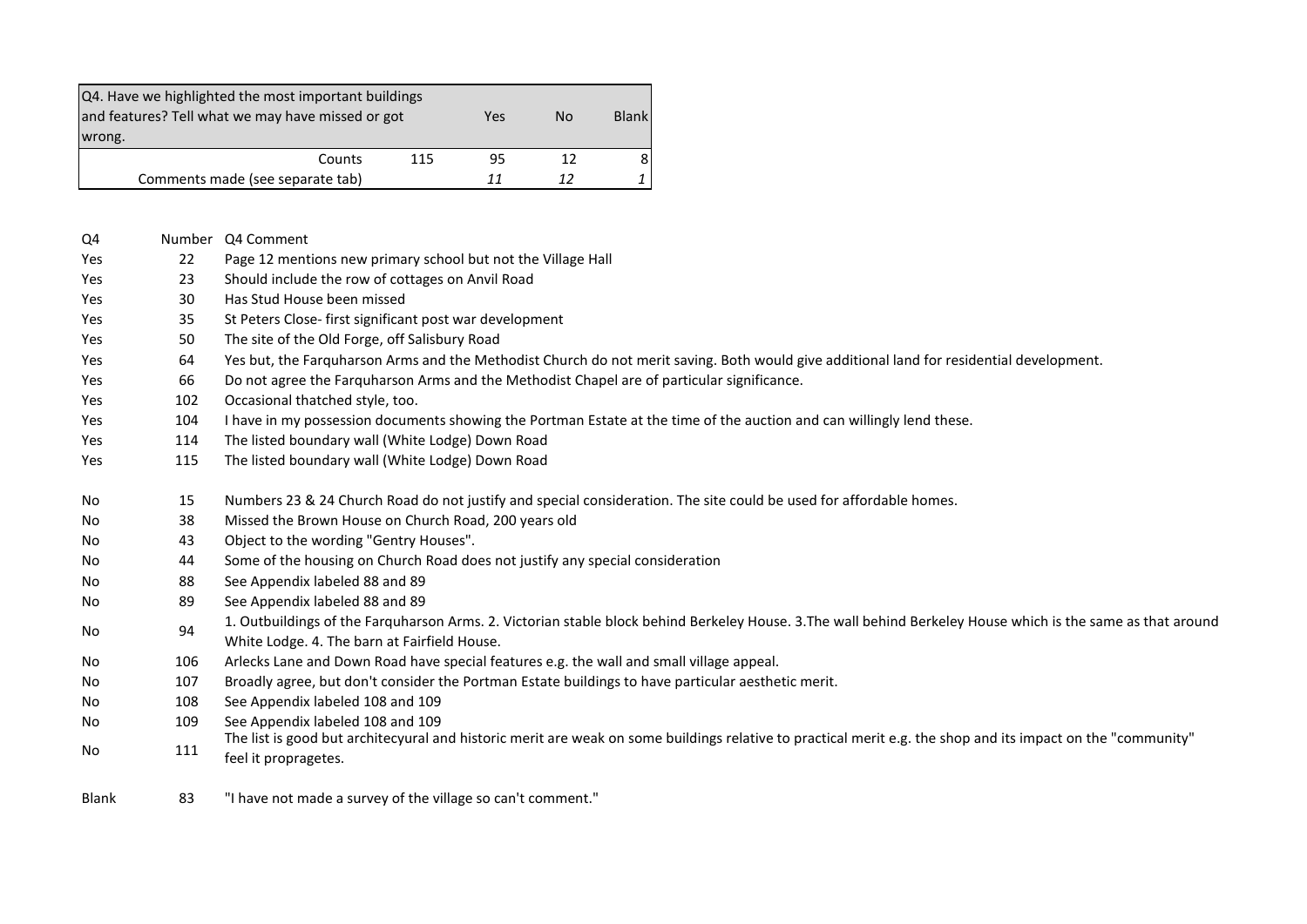| Q4. Have we highlighted the most important buildings and features? Tell what we may have missed or got wrong. | | Yes | No | Blank |
|---|---|---|---|---|
| Counts | 115 | 95 | 12 | 8 |
| Comments made (see separate tab) | | *11* | *12* | *1* |

| Q4 | Number | Q4 Comment |
|---|---|---|
| Yes | 22 | Page 12 mentions new primary school but not the Village Hall |
| Yes | 23 | Should include the row of cottages on Anvil Road |
| Yes | 30 | Has Stud House been missed |
| Yes | 35 | St Peters Close- first significant post war development |
| Yes | 50 | The site of the Old Forge, off Salisbury Road |
| Yes | 64 | Yes but, the Farquharson Arms and the Methodist Church do not merit saving. Both would give additional land for residential development. |
| Yes | 66 | Do not agree the Farquharson Arms and the Methodist Chapel are of particular significance. |
| Yes | 102 | Occasional thatched style, too. |
| Yes | 104 | I have in my possession documents showing the Portman Estate at the time of the auction and can willingly lend these. |
| Yes | 114 | The listed boundary wall (White Lodge) Down Road |
| Yes | 115 | The listed boundary wall (White Lodge) Down Road |
| No | 15 | Numbers 23 & 24 Church Road do not justify and special consideration. The site could be used for affordable homes. |
| No | 38 | Missed the Brown House on Church Road, 200 years old |
| No | 43 | Object to the wording "Gentry Houses". |
| No | 44 | Some of the housing on Church Road does not justify any special consideration |
| No | 88 | See Appendix labeled 88 and 89 |
| No | 89 | See Appendix labeled 88 and 89 |
| No | 94 | 1. Outbuildings of the Farquharson Arms. 2. Victorian stable block behind Berkeley House. 3.The wall behind Berkeley House which is the same as that around White Lodge. 4. The barn at Fairfield House. |
| No | 106 | Arlecks Lane and Down Road have special features e.g. the wall and small village appeal. |
| No | 107 | Broadly agree, but don't consider the Portman Estate buildings to have particular aesthetic merit. |
| No | 108 | See Appendix labeled 108 and 109 |
| No | 109 | See Appendix labeled 108 and 109 |
| No | 111 | The list is good but architecyural and historic merit are weak on some buildings relative to practical merit e.g. the shop and its impact on the "community" feel it propragetes. |
| Blank | 83 | "I have not made a survey of the village so can't comment." |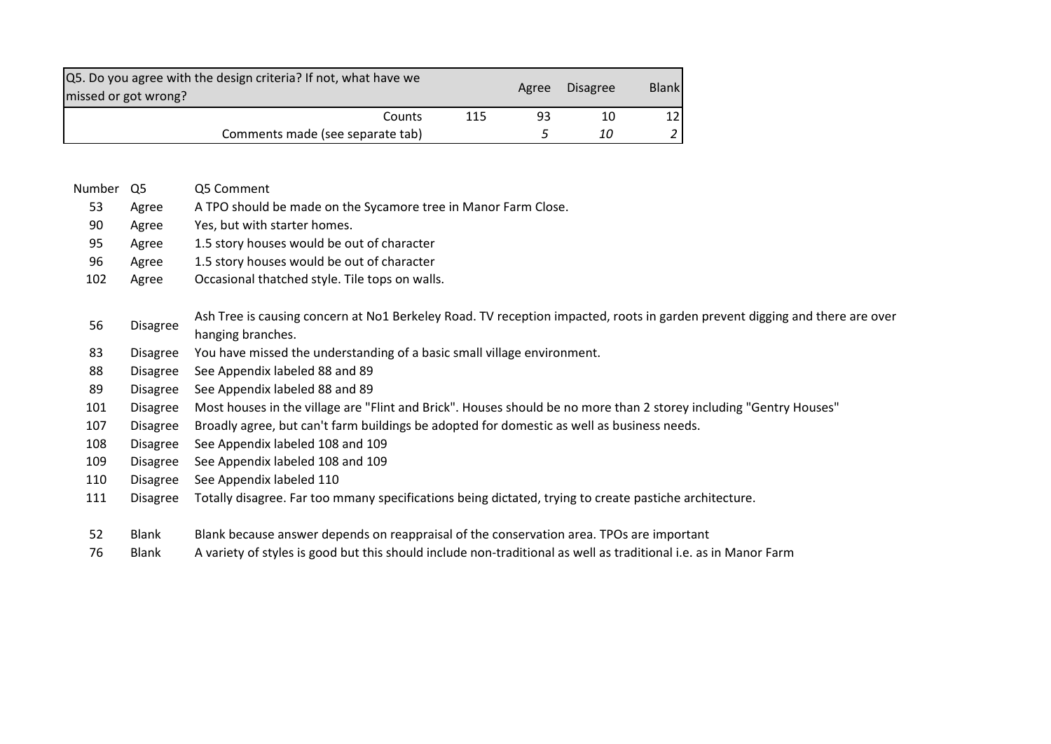| Q5. Do you agree with the design criteria? If not, what have we missed or got wrong? | | Agree | Disagree | Blank |
|---|---|---|---|---|
| Counts | 115 | 93 | 10 | 12 |
| Comments made (see separate tab) | | *5* | *10* | *2* |

| Number | Q5 | Q5 Comment |
|---|---|---|
| 53 | Agree | A TPO should be made on the Sycamore tree in Manor Farm Close. |
| 90 | Agree | Yes, but with starter homes. |
| 95 | Agree | 1.5 story houses would be out of character |
| 96 | Agree | 1.5 story houses would be out of character |
| 102 | Agree | Occasional thatched style. Tile tops on walls. |
| 56 | Disagree | Ash Tree is causing concern at No1 Berkeley Road. TV reception impacted, roots in garden prevent digging and there are over hanging branches. |
| 83 | Disagree | You have missed the understanding of a basic small village environment. |
| 88 | Disagree | See Appendix labeled 88 and 89 |
| 89 | Disagree | See Appendix labeled 88 and 89 |
| 101 | Disagree | Most houses in the village are "Flint and Brick". Houses should be no more than 2 storey including "Gentry Houses" |
| 107 | Disagree | Broadly agree, but can't farm buildings be adopted for domestic as well as business needs. |
| 108 | Disagree | See Appendix labeled 108 and 109 |
| 109 | Disagree | See Appendix labeled 108 and 109 |
| 110 | Disagree | See Appendix labeled 110 |
| 111 | Disagree | Totally disagree. Far too mmany specifications being dictated, trying to create pastiche architecture. |
| 52 | Blank | Blank because answer depends on reappraisal of the conservation area. TPOs are important |
| 76 | Blank | A variety of styles is good but this should include non-traditional as well as traditional i.e. as in Manor Farm |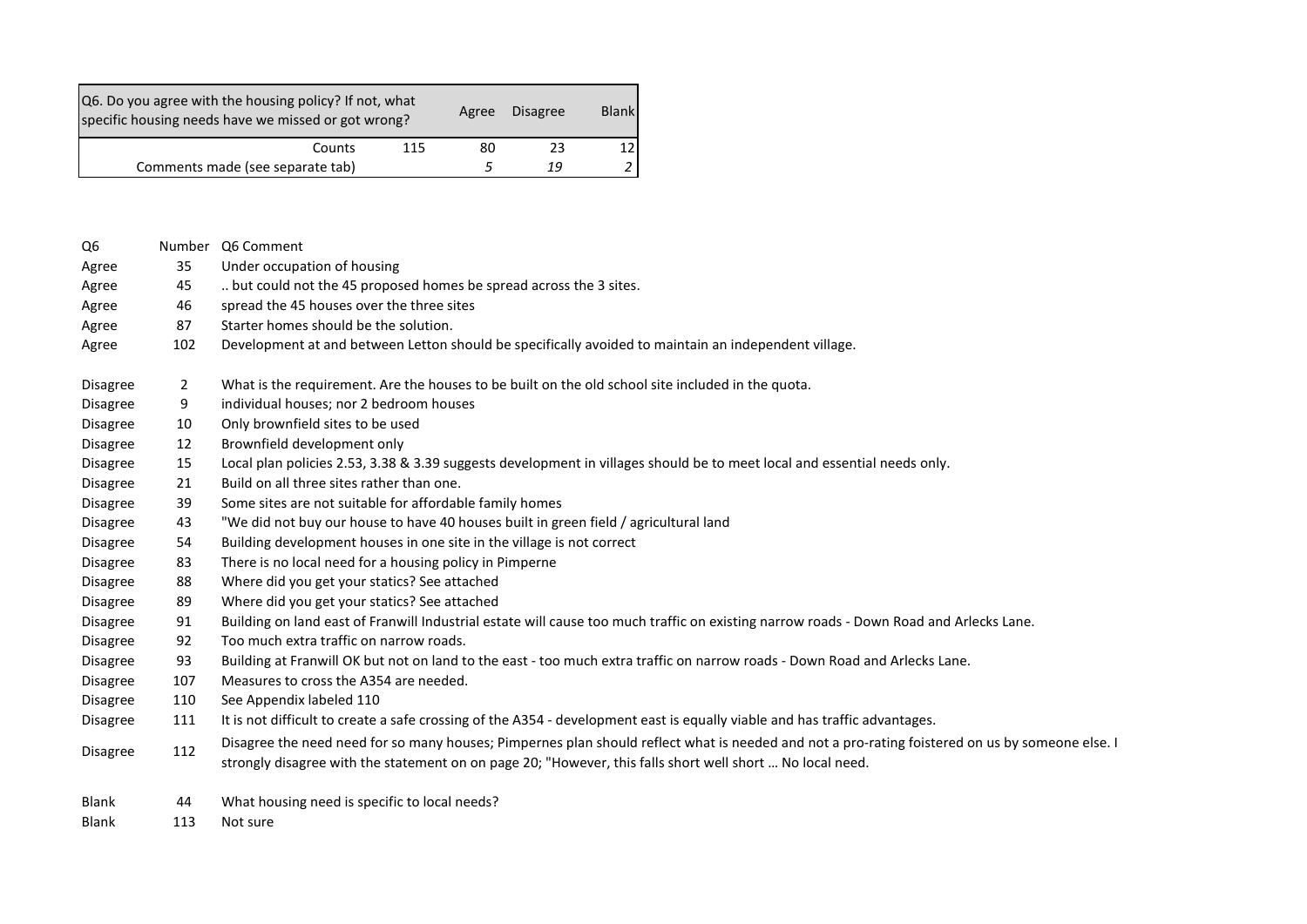| Q6. Do you agree with the housing policy? If not, what specific housing needs have we missed or got wrong? | | Agree | Disagree | Blank |
|---|---|---|---|---|
| Counts | 115 | 80 | 23 | 12 |
| Comments made (see separate tab) | | *5* | *19* | *2* |

| Q6 | Number | Q6 Comment |
|---|---|---|
| Agree | 35 | Under occupation of housing |
| Agree | 45 | .. but could not the 45 proposed homes be spread across the 3 sites. |
| Agree | 46 | spread the 45 houses over the three sites |
| Agree | 87 | Starter homes should be the solution. |
| Agree | 102 | Development at and between Letton should be specifically avoided to maintain an independent village. |
| Disagree | 2 | What is the requirement. Are the houses to be built on the old school site included in the quota. |
| Disagree | 9 | individual houses; nor 2 bedroom houses |
| Disagree | 10 | Only brownfield sites to be used |
| Disagree | 12 | Brownfield development only |
| Disagree | 15 | Local plan policies 2.53, 3.38 & 3.39 suggests development in villages should be to meet local and essential needs only. |
| Disagree | 21 | Build on all three sites rather than one. |
| Disagree | 39 | Some sites are not suitable for affordable family homes |
| Disagree | 43 | "We did not buy our house to have 40 houses built in green field / agricultural land |
| Disagree | 54 | Building development houses in one site in the village is not correct |
| Disagree | 83 | There is no local need for a housing policy in Pimperne |
| Disagree | 88 | Where did you get your statics? See attached |
| Disagree | 89 | Where did you get your statics? See attached |
| Disagree | 91 | Building on land east of Franwill Industrial estate will cause too much traffic on existing narrow roads - Down Road and Arlecks Lane. |
| Disagree | 92 | Too much extra traffic on narrow roads. |
| Disagree | 93 | Building at Franwill OK but not on land to the east - too much extra traffic on narrow roads - Down Road and Arlecks Lane. |
| Disagree | 107 | Measures to cross the A354 are needed. |
| Disagree | 110 | See Appendix labeled 110 |
| Disagree | 111 | It is not difficult to create a safe crossing of the A354 - development east is equally viable and has traffic advantages. |
| Disagree | 112 | Disagree the need need for so many houses; Pimpernes plan should reflect what is needed and not a pro-rating foistered on us by someone else. I strongly disagree with the statement on on page 20; "However, this falls short well short … No local need. |
| Blank | 44 | What housing need is specific to local needs? |
| Blank | 113 | Not sure |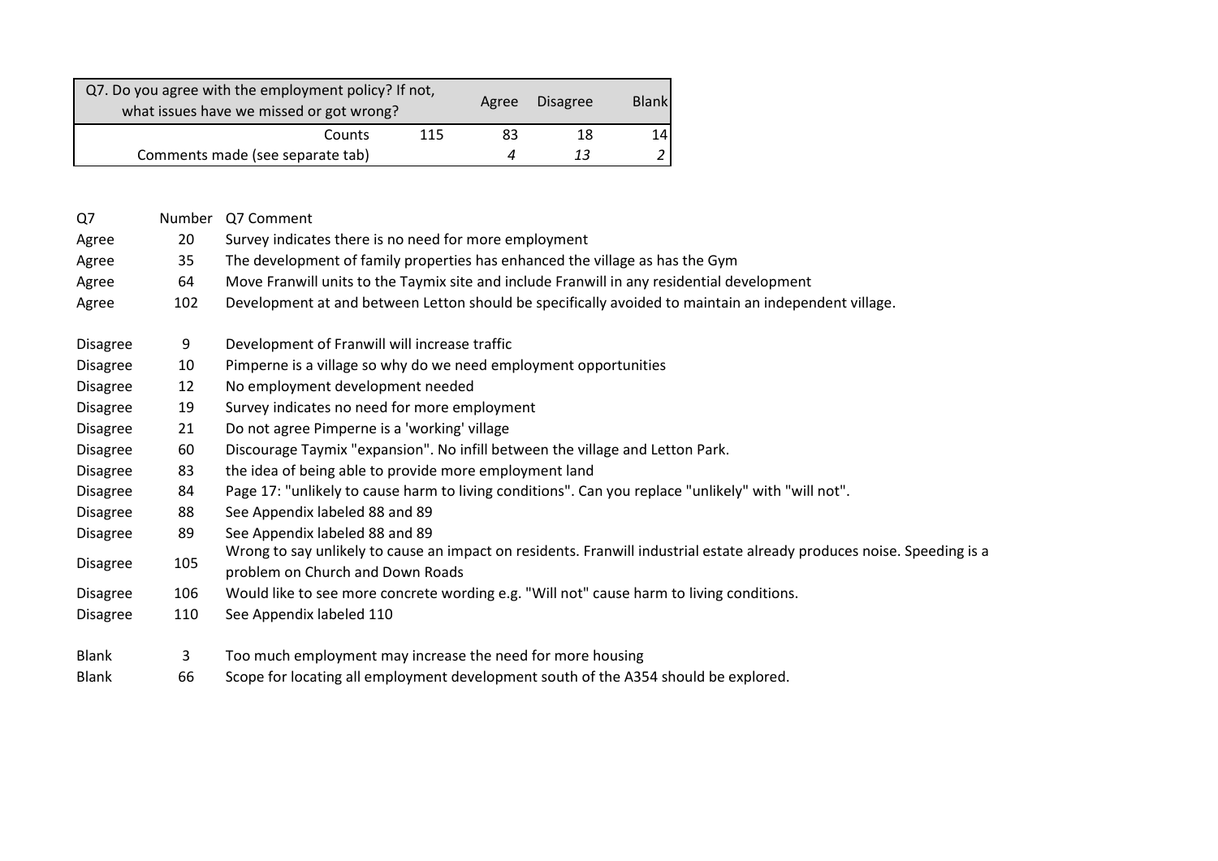| Q7. Do you agree with the employment policy? If not, what issues have we missed or got wrong? | | Agree | Disagree | Blank |
|---|---|---|---|---|
| Counts | 115 | 83 | 18 | 14 |
| Comments made (see separate tab) | | *4* | *13* | *2* |

| Q7 | Number | Q7 Comment |
|---|---|---|
| Agree | 20 | Survey indicates there is no need for more employment |
| Agree | 35 | The development of family properties has enhanced the village as has the Gym |
| Agree | 64 | Move Franwill units to the Taymix site and include Franwill in any residential development |
| Agree | 102 | Development at and between Letton should be specifically avoided to maintain an independent village. |
| Disagree | 9 | Development of Franwill will increase traffic |
| Disagree | 10 | Pimperne is a village so why do we need employment opportunities |
| Disagree | 12 | No employment development needed |
| Disagree | 19 | Survey indicates no need for more employment |
| Disagree | 21 | Do not agree Pimperne is a 'working' village |
| Disagree | 60 | Discourage Taymix "expansion". No infill between the village and Letton Park. |
| Disagree | 83 | the idea of being able to provide more employment land |
| Disagree | 84 | Page 17: "unlikely to cause harm to living conditions". Can you replace "unlikely" with "will not". |
| Disagree | 88 | See Appendix labeled 88 and 89 |
| Disagree | 89 | See Appendix labeled 88 and 89 |
| Disagree | 105 | Wrong to say unlikely to cause an impact on residents. Franwill industrial estate already produces noise. Speeding is a problem on Church and Down Roads |
| Disagree | 106 | Would like to see more concrete wording e.g. "Will not" cause harm to living conditions. |
| Disagree | 110 | See Appendix labeled 110 |
| Blank | 3 | Too much employment may increase the need for more housing |
| Blank | 66 | Scope for locating all employment development south of the A354 should be explored. |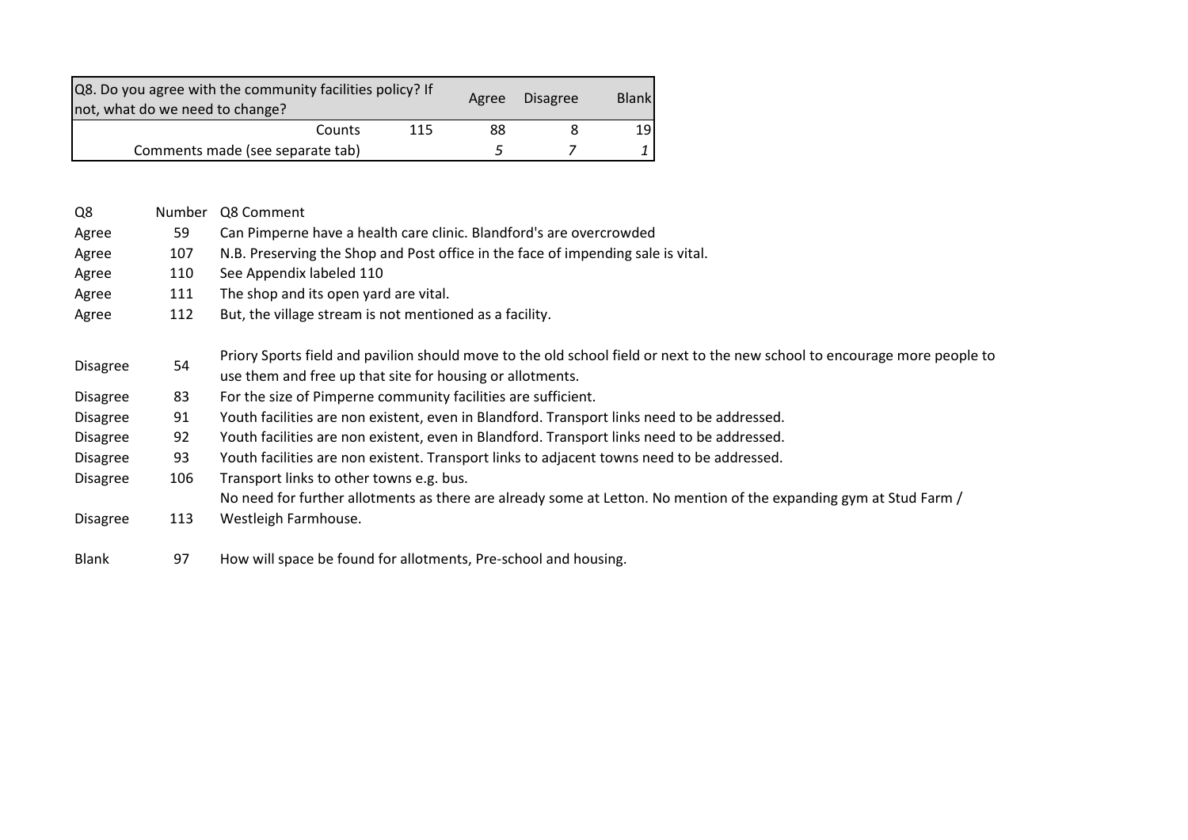| Q8. Do you agree with the community facilities policy? If not, what do we need to change? | | Agree | Disagree | Blank |
|---|---|---|---|---|
| Counts | 115 | 88 | 8 | 19 |
| Comments made (see separate tab) | | *5* | *7* | *1* |

| Q8 | Number | Q8 Comment |
|---|---|---|
| Agree | 59 | Can Pimperne have a health care clinic. Blandford's are overcrowded |
| Agree | 107 | N.B. Preserving the Shop and Post office in the face of impending sale is vital. |
| Agree | 110 | See Appendix labeled 110 |
| Agree | 111 | The shop and its open yard are vital. |
| Agree | 112 | But, the village stream is not mentioned as a facility. |
| Disagree | 54 | Priory Sports field and pavilion should move to the old school field or next to the new school to encourage more people to use them and free up that site for housing or allotments. |
| Disagree | 83 | For the size of Pimperne community facilities are sufficient. |
| Disagree | 91 | Youth facilities are non existent, even in Blandford. Transport links need to be addressed. |
| Disagree | 92 | Youth facilities are non existent, even in Blandford. Transport links need to be addressed. |
| Disagree | 93 | Youth facilities are non existent. Transport links to adjacent towns need to be addressed. |
| Disagree | 106 | Transport links to other towns e.g. bus. |
| Disagree | 113 | No need for further allotments as there are already some at Letton. No mention of the expanding gym at Stud Farm / Westleigh Farmhouse. |
| Blank | 97 | How will space be found for allotments, Pre-school and housing. |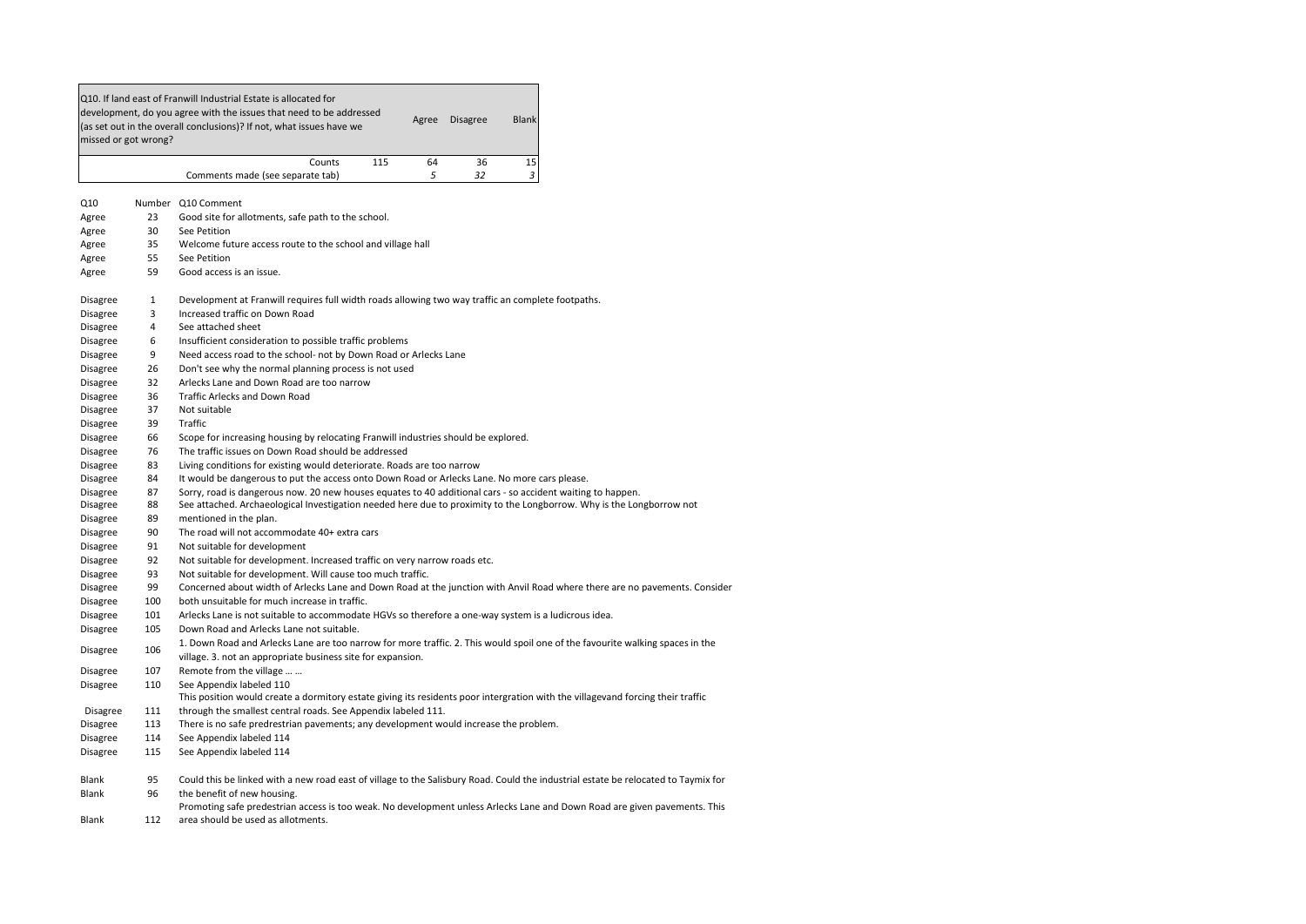| Q10. If land east of Franwill Industrial Estate is allocated for development, do you agree with the issues that need to be addressed (as set out in the overall conclusions)? If not, what issues have we missed or got wrong? | | Agree | Disagree | Blank |
|---|---|---|---|---|
| Counts | 115 | 64 | 36 | 15 |
| Comments made (see separate tab) | | *5* | *32* | *3* |

| Q10 | Number | Q10 Comment |
|---|---|---|
| Agree | 23 | Good site for allotments, safe path to the school. |
| Agree | 30 | See Petition |
| Agree | 35 | Welcome future access route to the school and village hall |
| Agree | 55 | See Petition |
| Agree | 59 | Good access is an issue. |
| Disagree | 1 | Development at Franwill requires full width roads allowing two way traffic an complete footpaths. |
| Disagree | 3 | Increased traffic on Down Road |
| Disagree | 4 | See attached sheet |
| Disagree | 6 | Insufficient consideration to possible traffic problems |
| Disagree | 9 | Need access road to the school- not by Down Road or Arlecks Lane |
| Disagree | 26 | Don't see why the normal planning process is not used |
| Disagree | 32 | Arlecks Lane and Down Road are too narrow |
| Disagree | 36 | Traffic Arlecks and Down Road |
| Disagree | 37 | Not suitable |
| Disagree | 39 | Traffic |
| Disagree | 66 | Scope for increasing housing by relocating Franwill industries should be explored. |
| Disagree | 76 | The traffic issues on Down Road should be addressed |
| Disagree | 83 | Living conditions for existing would deteriorate. Roads are too narrow |
| Disagree | 84 | It would be dangerous to put the access onto Down Road or Arlecks Lane. No more cars please. |
| Disagree | 87 | Sorry, road is dangerous now. 20 new houses equates to 40 additional cars - so accident waiting to happen. |
| Disagree | 88 | See attached. Archaeological Investigation needed here due to proximity to the Longborrow. Why is the Longborrow not |
| Disagree | 89 | mentioned in the plan. |
| Disagree | 90 | The road will not accommodate 40+ extra cars |
| Disagree | 91 | Not suitable for development |
| Disagree | 92 | Not suitable for development. Increased traffic on very narrow roads etc. |
| Disagree | 93 | Not suitable for development. Will cause too much traffic. |
| Disagree | 99 | Concerned about width of Arlecks Lane and Down Road at the junction with Anvil Road where there are no pavements. Consider |
| Disagree | 100 | both unsuitable for much increase in traffic. |
| Disagree | 101 | Arlecks Lane is not suitable to accommodate HGVs so therefore a one-way system is a ludicrous idea. |
| Disagree | 105 | Down Road and Arlecks Lane not suitable. |
| Disagree | 106 | 1. Down Road and Arlecks Lane are too narrow for more traffic. 2. This would spoil one of the favourite walking spaces in the village. 3. not an appropriate business site for expansion. |
| Disagree | 107 | Remote from the village … … |
| Disagree | 110 | See Appendix labeled 110 |
| Disagree | 111 | This position would create a dormitory estate giving its residents poor intergration with the villagevand forcing their traffic through the smallest central roads. See Appendix labeled 111. |
| Disagree | 113 | There is no safe predestrian pavements; any development would increase the problem. |
| Disagree | 114 | See Appendix labeled 114 |
| Disagree | 115 | See Appendix labeled 114 |
| Blank | 95 | Could this be linked with a new road east of village to the Salisbury Road. Could the industrial estate be relocated to Taymix for |
| Blank | 96 | the benefit of new housing. |
| Blank | 112 | Promoting safe predestrian access is too weak. No development unless Arlecks Lane and Down Road are given pavements. This area should be used as allotments. |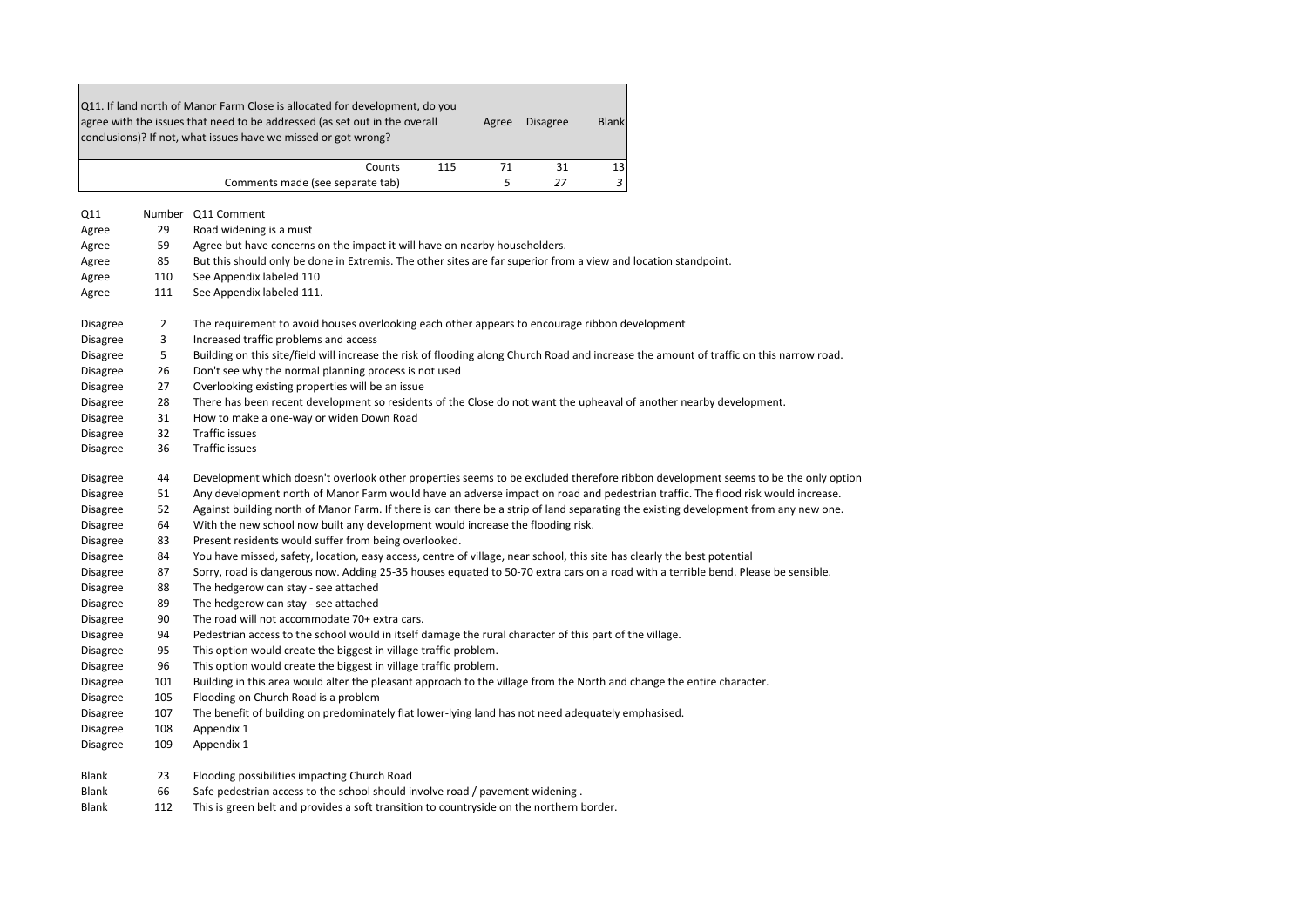| Q11. If land north of Manor Farm Close is allocated for development, do you agree with the issues that need to be addressed (as set out in the overall conclusions)? If not, what issues have we missed or got wrong? | | Agree | Disagree | Blank |
|---|---|---|---|---|
| Counts | 115 | 71 | 31 | 13 |
| Comments made (see separate tab) | | *5* | *27* | *3* |

| Q11 | Number | Q11 Comment |
|---|---|---|
| Agree | 29 | Road widening is a must |
| Agree | 59 | Agree but have concerns on the impact it will have on nearby householders. |
| Agree | 85 | But this should only be done in Extremis. The other sites are far superior from a view and location standpoint. |
| Agree | 110 | See Appendix labeled 110 |
| Agree | 111 | See Appendix labeled 111. |
| Disagree | 2 | The requirement to avoid houses overlooking each other appears to encourage ribbon development |
| Disagree | 3 | Increased traffic problems and access |
| Disagree | 5 | Building on this site/field will increase the risk of flooding along Church Road and increase the amount of traffic on this narrow road. |
| Disagree | 26 | Don't see why the normal planning process is not used |
| Disagree | 27 | Overlooking existing properties will be an issue |
| Disagree | 28 | There has been recent development so residents of the Close do not want the upheaval of another nearby development. |
| Disagree | 31 | How to make a one-way or widen Down Road |
| Disagree | 32 | Traffic issues |
| Disagree | 36 | Traffic issues |
| Disagree | 44 | Development which doesn't overlook other properties seems to be excluded therefore ribbon development seems to be the only option |
| Disagree | 51 | Any development north of Manor Farm would have an adverse impact on road and pedestrian traffic. The flood risk would increase. |
| Disagree | 52 | Against building north of Manor Farm. If there is can there be a strip of land separating the existing development from any new one. |
| Disagree | 64 | With the new school now built any development would increase the flooding risk. |
| Disagree | 83 | Present residents would suffer from being overlooked. |
| Disagree | 84 | You have missed, safety, location, easy access, centre of village, near school, this site has clearly the best potential |
| Disagree | 87 | Sorry, road is dangerous now. Adding 25-35 houses equated to 50-70 extra cars on a road with a terrible bend. Please be sensible. |
| Disagree | 88 | The hedgerow can stay - see attached |
| Disagree | 89 | The hedgerow can stay - see attached |
| Disagree | 90 | The road will not accommodate 70+ extra cars. |
| Disagree | 94 | Pedestrian access to the school would in itself damage the rural character of this part of the village. |
| Disagree | 95 | This option would create the biggest in village traffic problem. |
| Disagree | 96 | This option would create the biggest in village traffic problem. |
| Disagree | 101 | Building in this area would alter the pleasant approach to the village from the North and change the entire character. |
| Disagree | 105 | Flooding on Church Road is a problem |
| Disagree | 107 | The benefit of building on predominately flat lower-lying land has not need adequately emphasised. |
| Disagree | 108 | Appendix 1 |
| Disagree | 109 | Appendix 1 |
| Blank | 23 | Flooding possibilities impacting Church Road |
| Blank | 66 | Safe pedestrian access to the school should involve road / pavement widening . |
| Blank | 112 | This is green belt and provides a soft transition to countryside on the northern border. |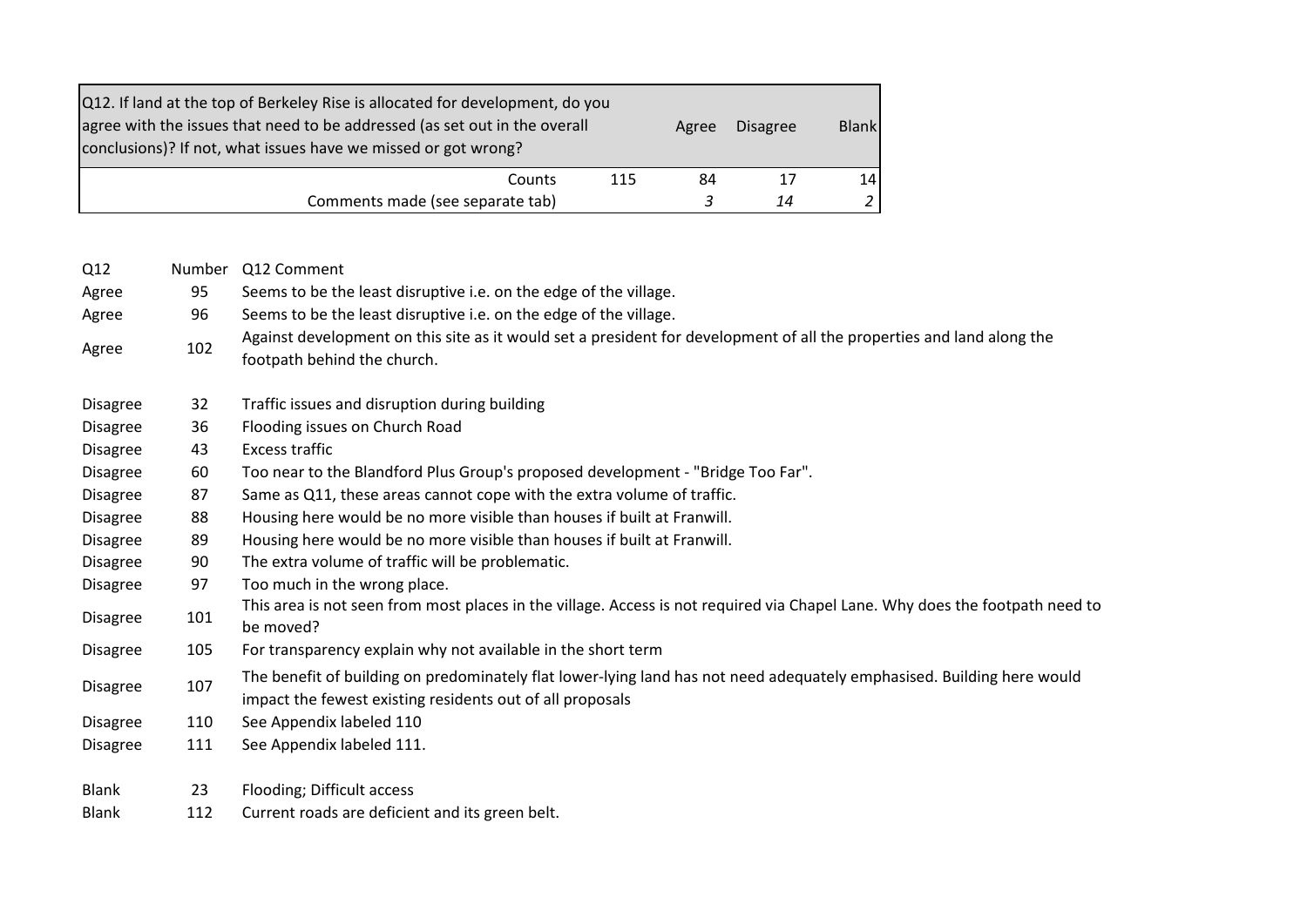| Q12. If land at the top of Berkeley Rise is allocated for development, do you agree with the issues that need to be addressed (as set out in the overall conclusions)? If not, what issues have we missed or got wrong? | | Agree | Disagree | Blank |
|---|---|---|---|---|
| Counts | 115 | 84 | 17 | 14 |
| Comments made (see separate tab) | | *3* | *14* | *2* |

| Q12 | Number | Q12 Comment |
|---|---|---|
| Agree | 95 | Seems to be the least disruptive i.e. on the edge of the village. |
| Agree | 96 | Seems to be the least disruptive i.e. on the edge of the village. |
| Agree | 102 | Against development on this site as it would set a president for development of all the properties and land along the footpath behind the church. |
| Disagree | 32 | Traffic issues and disruption during building |
| Disagree | 36 | Flooding issues on Church Road |
| Disagree | 43 | Excess traffic |
| Disagree | 60 | Too near to the Blandford Plus Group's proposed development - "Bridge Too Far". |
| Disagree | 87 | Same as Q11, these areas cannot cope with the extra volume of traffic. |
| Disagree | 88 | Housing here would be no more visible than houses if built at Franwill. |
| Disagree | 89 | Housing here would be no more visible than houses if built at Franwill. |
| Disagree | 90 | The extra volume of traffic will be problematic. |
| Disagree | 97 | Too much in the wrong place. |
| Disagree | 101 | This area is not seen from most places in the village. Access is not required via Chapel Lane. Why does the footpath need to be moved? |
| Disagree | 105 | For transparency explain why not available in the short term |
| Disagree | 107 | The benefit of building on predominately flat lower-lying land has not need adequately emphasised. Building here would impact the fewest existing residents out of all proposals |
| Disagree | 110 | See Appendix labeled 110 |
| Disagree | 111 | See Appendix labeled 111. |
| Blank | 23 | Flooding; Difficult access |
| Blank | 112 | Current roads are deficient and its green belt. |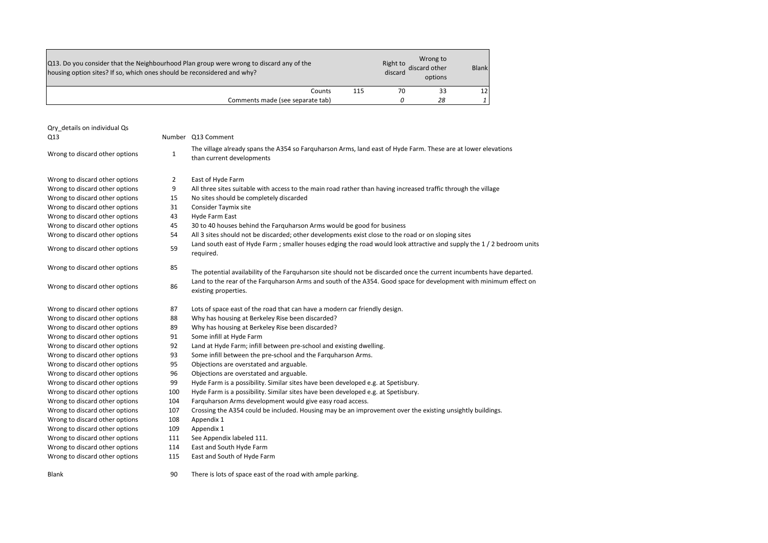| Q13. Do you consider that the Neighbourhood Plan group were wrong to discard any of the housing option sites? If so, which ones should be reconsidered and why? | | Right to discard | Wrong to discard other options | Blank |
|---|---|---|---|---|
| Counts | 115 | 70 | 33 | 12 |
| Comments made (see separate tab) | | *0* | *28* | *1* |

Qry_details on individual Qs

| Q13 | Number | Q13 Comment |
|---|---|---|
| Wrong to discard other options | 1 | The village already spans the A354 so Farquharson Arms, land east of Hyde Farm. These are at lower elevations than current developments |
| Wrong to discard other options | 2 | East of Hyde Farm |
| Wrong to discard other options | 9 | All three sites suitable with access to the main road rather than having increased traffic through the village |
| Wrong to discard other options | 15 | No sites should be completely discarded |
| Wrong to discard other options | 31 | Consider Taymix site |
| Wrong to discard other options | 43 | Hyde Farm East |
| Wrong to discard other options | 45 | 30 to 40 houses behind the Farquharson Arms would be good for business |
| Wrong to discard other options | 54 | All 3 sites should not be discarded; other developments exist close to the road or on sloping sites |
| Wrong to discard other options | 59 | Land south east of Hyde Farm ; smaller houses edging the road would look attractive and supply the 1 / 2 bedroom units required. |
| Wrong to discard other options | 85 | The potential availability of the Farquharson site should not be discarded once the current incumbents have departed. |
| Wrong to discard other options | 86 | Land to the rear of the Farquharson Arms and south of the A354. Good space for development with minimum effect on existing properties. |
| Wrong to discard other options | 87 | Lots of space east of the road that can have a modern car friendly design. |
| Wrong to discard other options | 88 | Why has housing at Berkeley Rise been discarded? |
| Wrong to discard other options | 89 | Why has housing at Berkeley Rise been discarded? |
| Wrong to discard other options | 91 | Some infill at Hyde Farm |
| Wrong to discard other options | 92 | Land at Hyde Farm; infill between pre-school and existing dwelling. |
| Wrong to discard other options | 93 | Some infill between the pre-school and the Farquharson Arms. |
| Wrong to discard other options | 95 | Objections are overstated and arguable. |
| Wrong to discard other options | 96 | Objections are overstated and arguable. |
| Wrong to discard other options | 99 | Hyde Farm is a possibility. Similar sites have been developed e.g. at Spetisbury. |
| Wrong to discard other options | 100 | Hyde Farm is a possibility. Similar sites have been developed e.g. at Spetisbury. |
| Wrong to discard other options | 104 | Farquharson Arms development would give easy road access. |
| Wrong to discard other options | 107 | Crossing the A354 could be included. Housing may be an improvement over the existing unsightly buildings. |
| Wrong to discard other options | 108 | Appendix 1 |
| Wrong to discard other options | 109 | Appendix 1 |
| Wrong to discard other options | 111 | See Appendix labeled 111. |
| Wrong to discard other options | 114 | East and South Hyde Farm |
| Wrong to discard other options | 115 | East and South of Hyde Farm |
| Blank | 90 | There is lots of space east of the road with ample parking. |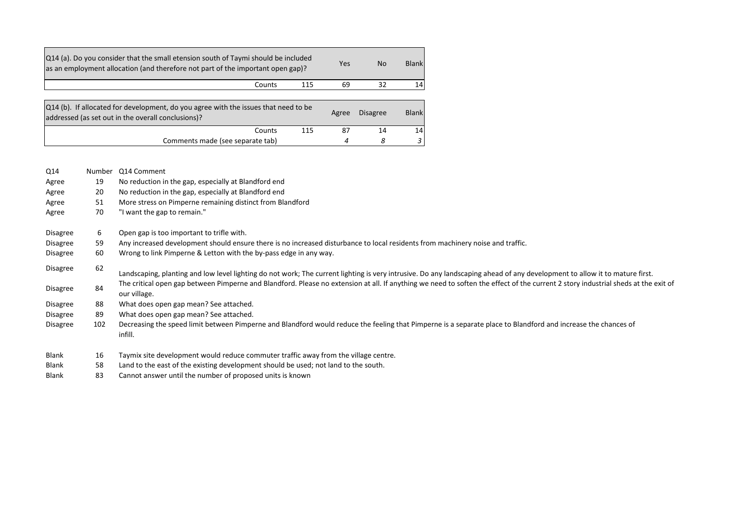| Q14 (a). Do you consider that the small etension south of Taymi should be included as an employment allocation (and therefore not part of the important open gap)? | | Yes | No | Blank |
|---|---|---|---|---|
| Counts | 115 | 69 | 32 | 14 |

| Q14 (b). If allocated for development, do you agree with the issues that need to be addressed (as set out in the overall conclusions)? | | Agree | Disagree | Blank |
|---|---|---|---|---|
| Counts | 115 | 87 | 14 | 14 |
| Comments made (see separate tab) | | *4* | *8* | *3* |

| Q14 | Number | Q14 Comment |
|---|---|---|
| Agree | 19 | No reduction in the gap, especially at Blandford end |
| Agree | 20 | No reduction in the gap, especially at Blandford end |
| Agree | 51 | More stress on Pimperne remaining distinct from Blandford |
| Agree | 70 | "I want the gap to remain." |
| Disagree | 6 | Open gap is too important to trifle with. |
| Disagree | 59 | Any increased development should ensure there is no increased disturbance to local residents from machinery noise and traffic. |
| Disagree | 60 | Wrong to link Pimperne & Letton with the by-pass edge in any way. |
| Disagree | 62 | Landscaping, planting and low level lighting do not work; The current lighting is very intrusive. Do any landscaping ahead of any development to allow it to mature first. |
| Disagree | 84 | The critical open gap between Pimperne and Blandford. Please no extension at all. If anything we need to soften the effect of the current 2 story industrial sheds at the exit of our village. |
| Disagree | 88 | What does open gap mean? See attached. |
| Disagree | 89 | What does open gap mean? See attached. |
| Disagree | 102 | Decreasing the speed limit between Pimperne and Blandford would reduce the feeling that Pimperne is a separate place to Blandford and increase the chances of infill. |
| Blank | 16 | Taymix site development would reduce commuter traffic away from the village centre. |
| Blank | 58 | Land to the east of the existing development should be used; not land to the south. |
| Blank | 83 | Cannot answer until the number of proposed units is known |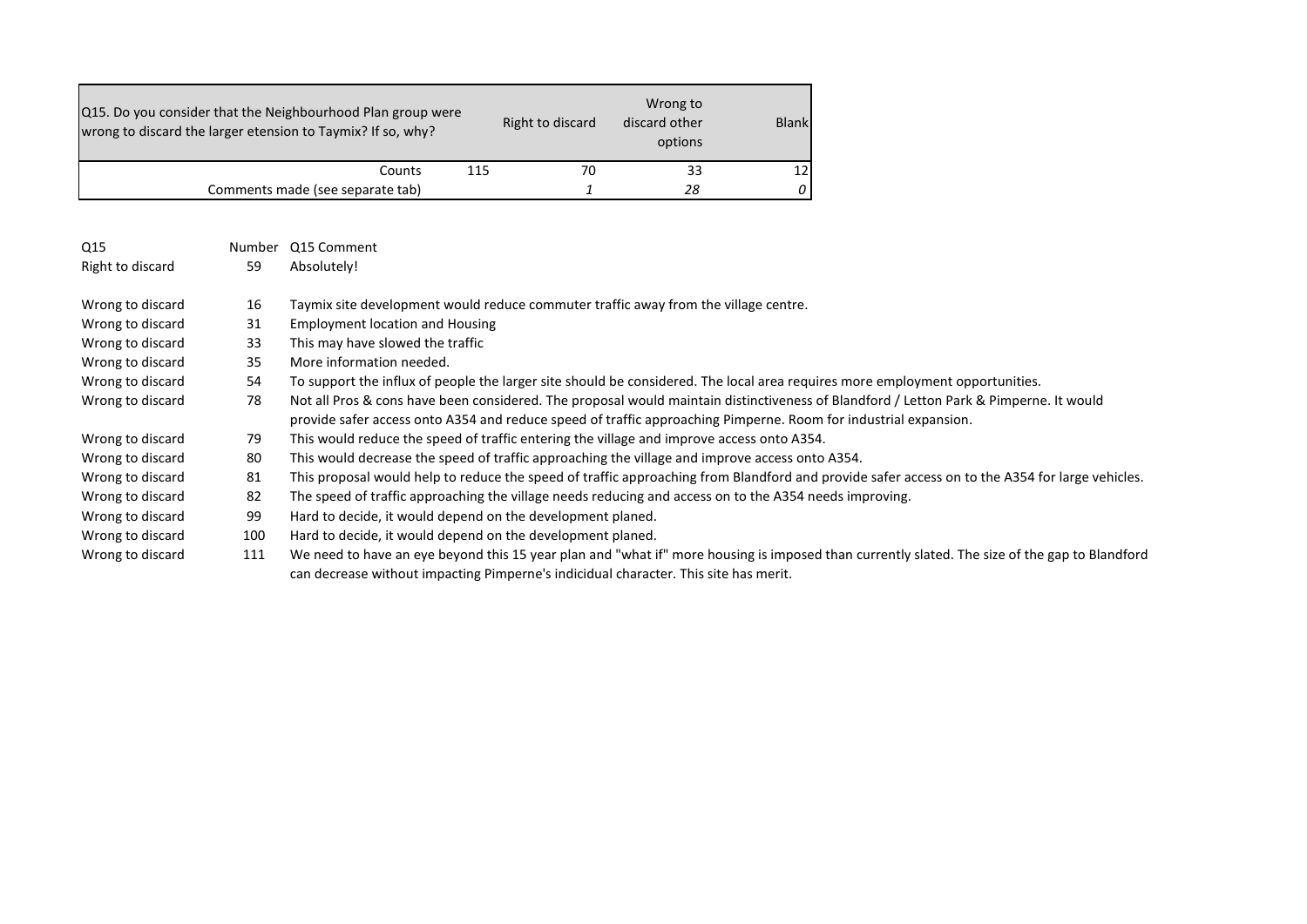| Q15. Do you consider that the Neighbourhood Plan group were wrong to discard the larger etension to Taymix? If so, why? | | Right to discard | Wrong to discard other options | Blank |
|---|---|---|---|---|
| Counts | 115 | 70 | 33 | 12 |
| Comments made (see separate tab) | | *1* | *28* | *0* |

| Q15 | Number | Q15 Comment |
|---|---|---|
| Right to discard | 59 | Absolutely! |
| Wrong to discard | 16 | Taymix site development would reduce commuter traffic away from the village centre. |
| Wrong to discard | 31 | Employment location and Housing |
| Wrong to discard | 33 | This may have slowed the traffic |
| Wrong to discard | 35 | More information needed. |
| Wrong to discard | 54 | To support the influx of people the larger site should be considered. The local area requires more employment opportunities. |
| Wrong to discard | 78 | Not all Pros & cons have been considered. The proposal would maintain distinctiveness of Blandford / Letton Park & Pimperne. It would provide safer access onto A354 and reduce speed of traffic approaching Pimperne. Room for industrial expansion. |
| Wrong to discard | 79 | This would reduce the speed of traffic entering the village and improve access onto A354. |
| Wrong to discard | 80 | This would decrease the speed of traffic approaching the village and improve access onto A354. |
| Wrong to discard | 81 | This proposal would help to reduce the speed of traffic approaching from Blandford and provide safer access on to the A354 for large vehicles. |
| Wrong to discard | 82 | The speed of traffic approaching the village needs reducing and access on to the A354 needs improving. |
| Wrong to discard | 99 | Hard to decide, it would depend on the development planed. |
| Wrong to discard | 100 | Hard to decide, it would depend on the development planed. |
| Wrong to discard | 111 | We need to have an eye beyond this 15 year plan and "what if" more housing is imposed than currently slated. The size of the gap to Blandford can decrease without impacting Pimperne's indicidual character. This site has merit. |